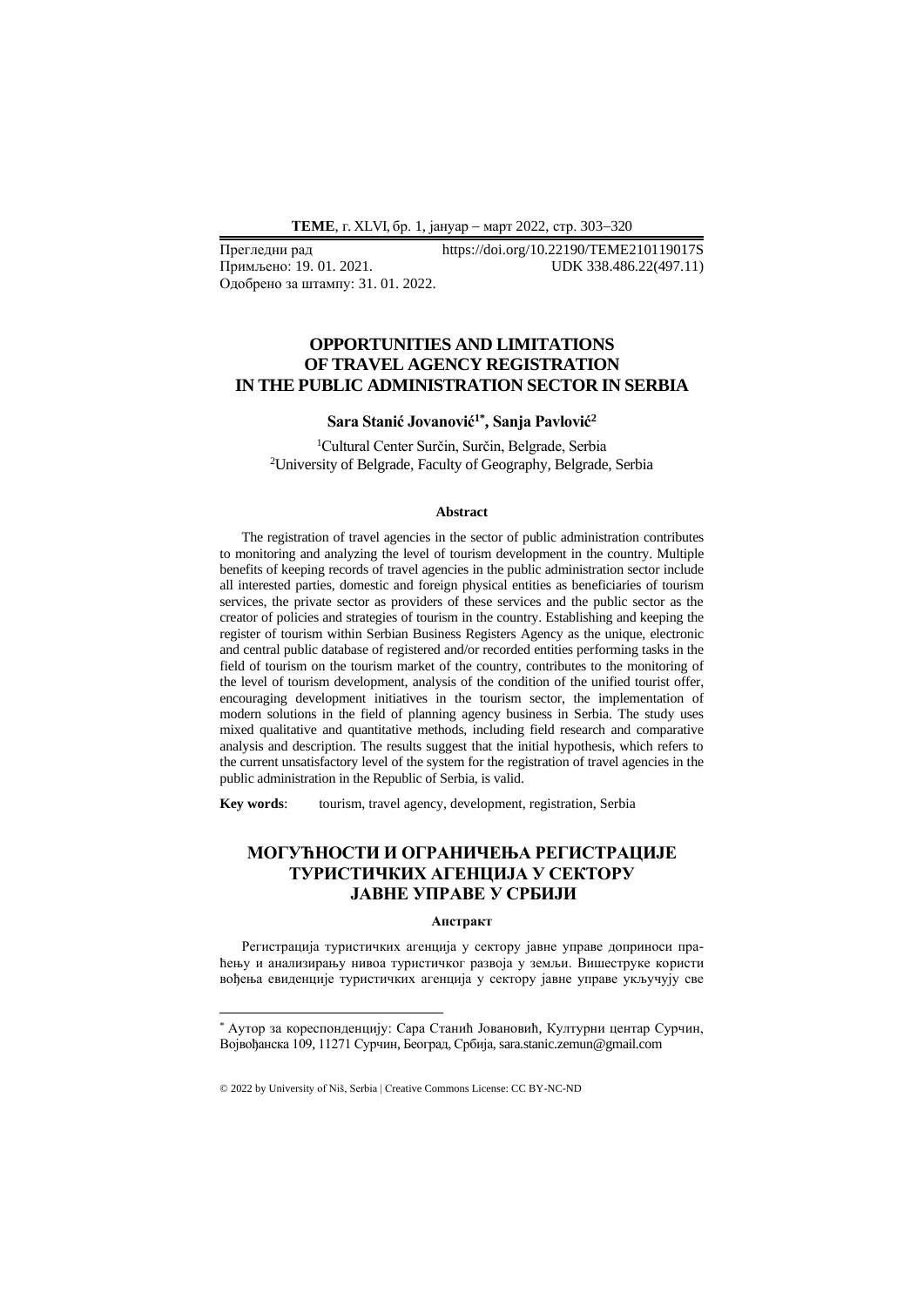Прегледни рад https://doi.org/10.22190/TEME210119017S
Примљено: 19. 01. 2021. UDK 338.486.22(497.11)
Одобрено за штампу: 31. 01. 2022.

# OPPORTUNITIES AND LIMITATIONS OF TRAVEL AGENCY REGISTRATION IN THE PUBLIC ADMINISTRATION SECTOR IN SERBIA

**Sara Stanić Jovanović[1*], Sanja Pavlović[2]**

[1]Cultural Center Surčin, Surčin, Belgrade, Serbia
[2]University of Belgrade, Faculty of Geography, Belgrade, Serbia

### Abstract

The registration of travel agencies in the sector of public administration contributes to monitoring and analyzing the level of tourism development in the country. Multiple benefits of keeping records of travel agencies in the public administration sector include all interested parties, domestic and foreign physical entities as beneficiaries of tourism services, the private sector as providers of these services and the public sector as the creator of policies and strategies of tourism in the country. Establishing and keeping the register of tourism within Serbian Business Registers Agency as the unique, electronic and central public database of registered and/or recorded entities performing tasks in the field of tourism on the tourism market of the country, contributes to the monitoring of the level of tourism development, analysis of the condition of the unified tourist offer, encouraging development initiatives in the tourism sector, the implementation of modern solutions in the field of planning agency business in Serbia. The study uses mixed qualitative and quantitative methods, including field research and comparative analysis and description. The results suggest that the initial hypothesis, which refers to the current unsatisfactory level of the system for the registration of travel agencies in the public administration in the Republic of Serbia, is valid.

**Key words**: tourism, travel agency, development, registration, Serbia

# МОГУЋНОСТИ И ОГРАНИЧЕЊА РЕГИСТРАЦИЈЕ ТУРИСТИЧКИХ АГЕНЦИЈА У СЕКТОРУ ЈАВНЕ УПРАВЕ У СРБИЈИ

### Апстракт

Регистрација туристичких агенција у сектору јавне управе доприноси праћењу и анализирању нивоа туристичког развоја у земљи. Вишеструке користи вођења евиденције туристичких агенција у сектору јавне управе укључују све

---

[*] Аутор за кореспонденцију: Сара Станић Јовановић, Културни центар Сурчин, Војвођанска 109, 11271 Сурчин, Београд, Србија, sara.stanic.zemun@gmail.com

© 2022 by University of Niš, Serbia | Creative Commons License: CC BY-NC-ND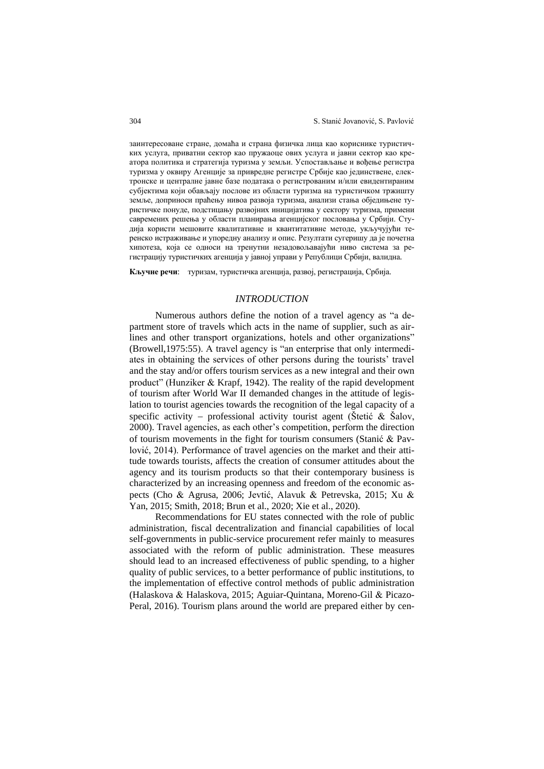заинтересоване стране, домаћа и страна физичка лица као кориснике туристичких услуга, приватни сектор као пружаоце ових услуга и јавни сектор као креатора политика и стратегија туризма у земљи. Успостављање и вођење регистра туризма у оквиру Агенције за привредне регистре Србије као јединствене, електронске и централне јавне базе података о регистрованим и/или евидентираним субјектима који обављају послове из области туризма на туристичком тржишту земље, доприноси праћењу нивоа развоја туризма, анализи стања објединљене туристичке понуде, подстицању развојних иницијатива у сектору туризма, примени савремених решења у области планирања агенцијског пословања у Србији. Студија користи мешовите квалитативне и квантитативне методе, укључујући теренско истраживање и упоредну анализу и опис. Резултати сугеришу да је почетна хипотеза, која се односи на тренутни незадовољавајући ниво система за регистрацију туристичких агенција у јавној управи у Републици Србији, валидна.

**Кључне речи**: туризам, туристичка агенција, развој, регистрација, Србија.

## *INTRODUCTION*

Numerous authors define the notion of a travel agency as "a department store of travels which acts in the name of supplier, such as airlines and other transport organizations, hotels and other organizations" (Browell,1975:55). A travel agency is "an enterprise that only intermediates in obtaining the services of other persons during the tourists' travel and the stay and/or offers tourism services as a new integral and their own product" (Hunziker & Krapf, 1942). The reality of the rapid development of tourism after World War II demanded changes in the attitude of legislation to tourist agencies towards the recognition of the legal capacity of a specific activity – professional activity tourist agent (Štetić & Šalov, 2000). Travel agencies, as each other's competition, perform the direction of tourism movements in the fight for tourism consumers (Stanić & Pavlović, 2014). Performance of travel agencies on the market and their attitude towards tourists, affects the creation of consumer attitudes about the agency and its tourism products so that their contemporary business is characterized by an increasing openness and freedom of the economic aspects (Cho & Agrusa, 2006; Jevtić, Alavuk & Petrevska, 2015; Xu & Yan, 2015; Smith, 2018; Brun et al., 2020; Xie et al., 2020).

Recommendations for EU states connected with the role of public administration, fiscal decentralization and financial capabilities of local self-governments in public-service procurement refer mainly to measures associated with the reform of public administration. These measures should lead to an increased effectiveness of public spending, to a higher quality of public services, to a better performance of public institutions, to the implementation of effective control methods of public administration (Halaskova & Halaskova, 2015; Aguiar-Quintana, Moreno-Gil & Picazo-Peral, 2016). Tourism plans around the world are prepared either by cen-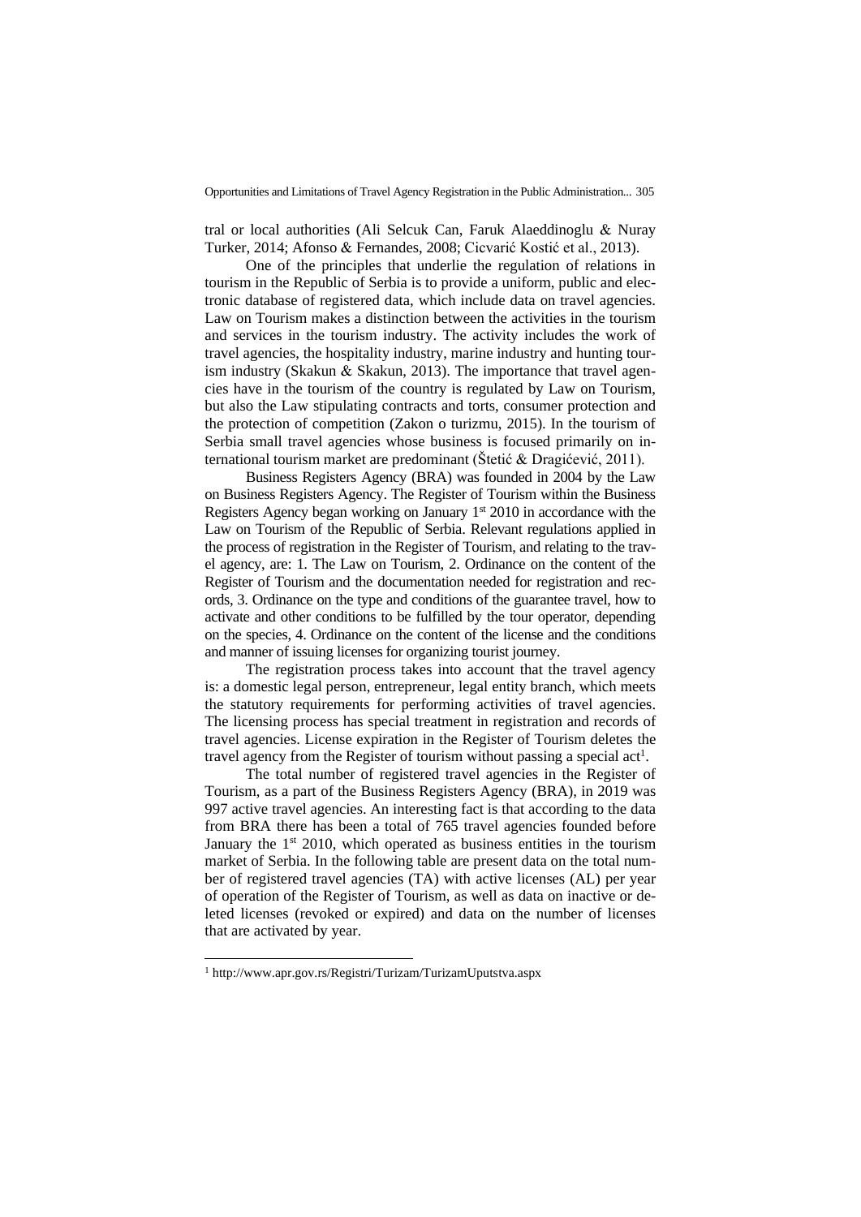tral or local authorities (Ali Selcuk Can, Faruk Alaeddinoglu & Nuray Turker, 2014; Afonso & Fernandes, 2008; Cicvarić Kostić et al., 2013).

One of the principles that underlie the regulation of relations in tourism in the Republic of Serbia is to provide a uniform, public and electronic database of registered data, which include data on travel agencies. Law on Tourism makes a distinction between the activities in the tourism and services in the tourism industry. The activity includes the work of travel agencies, the hospitality industry, marine industry and hunting tourism industry (Skakun & Skakun, 2013). The importance that travel agencies have in the tourism of the country is regulated by Law on Tourism, but also the Law stipulating contracts and torts, consumer protection and the protection of competition (Zakon o turizmu, 2015). In the tourism of Serbia small travel agencies whose business is focused primarily on international tourism market are predominant (Štetić & Dragićević, 2011).

Business Registers Agency (BRA) was founded in 2004 by the Law on Business Registers Agency. The Register of Tourism within the Business Registers Agency began working on January 1st 2010 in accordance with the Law on Tourism of the Republic of Serbia. Relevant regulations applied in the process of registration in the Register of Tourism, and relating to the travel agency, are: 1. The Law on Tourism, 2. Ordinance on the content of the Register of Tourism and the documentation needed for registration and records, 3. Ordinance on the type and conditions of the guarantee travel, how to activate and other conditions to be fulfilled by the tour operator, depending on the species, 4. Ordinance on the content of the license and the conditions and manner of issuing licenses for organizing tourist journey.

The registration process takes into account that the travel agency is: a domestic legal person, entrepreneur, legal entity branch, which meets the statutory requirements for performing activities of travel agencies. The licensing process has special treatment in registration and records of travel agencies. License expiration in the Register of Tourism deletes the travel agency from the Register of tourism without passing a special act[1].

The total number of registered travel agencies in the Register of Tourism, as a part of the Business Registers Agency (BRA), in 2019 was 997 active travel agencies. An interesting fact is that according to the data from BRA there has been a total of 765 travel agencies founded before January the 1st 2010, which operated as business entities in the tourism market of Serbia. In the following table are present data on the total number of registered travel agencies (TA) with active licenses (AL) per year of operation of the Register of Tourism, as well as data on inactive or deleted licenses (revoked or expired) and data on the number of licenses that are activated by year.

[1] http://www.apr.gov.rs/Registri/Turizam/TurizamUputstva.aspx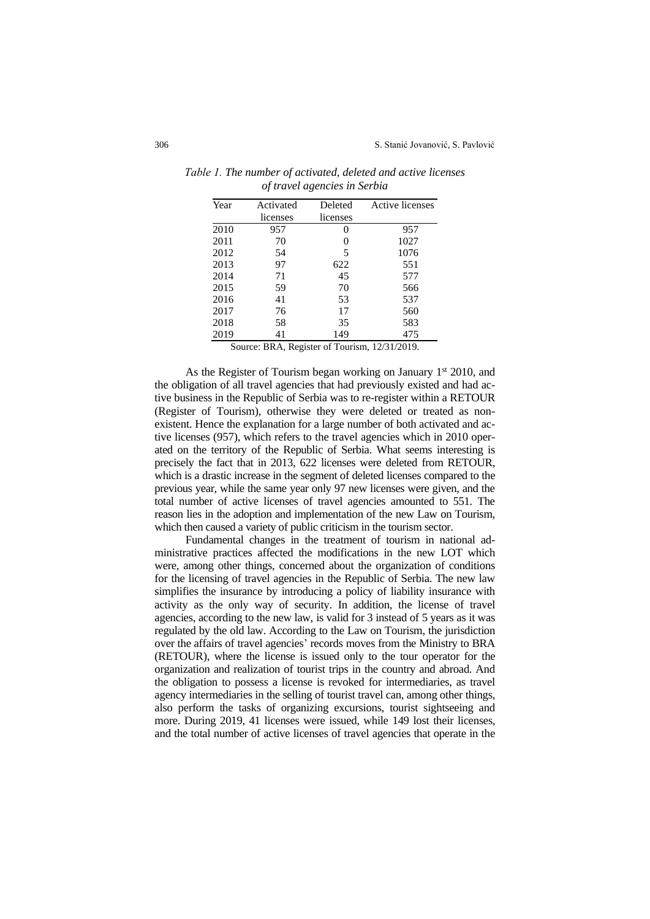*Table 1. The number of activated, deleted and active licenses of travel agencies in Serbia*

| Year | Activated licenses | Deleted licenses | Active licenses |
|---|---|---|---|
| 2010 | 957 | 0 | 957 |
| 2011 | 70 | 0 | 1027 |
| 2012 | 54 | 5 | 1076 |
| 2013 | 97 | 622 | 551 |
| 2014 | 71 | 45 | 577 |
| 2015 | 59 | 70 | 566 |
| 2016 | 41 | 53 | 537 |
| 2017 | 76 | 17 | 560 |
| 2018 | 58 | 35 | 583 |
| 2019 | 41 | 149 | 475 |

Source: BRA, Register of Tourism, 12/31/2019.

As the Register of Tourism began working on January 1st 2010, and the obligation of all travel agencies that had previously existed and had active business in the Republic of Serbia was to re-register within a RETOUR (Register of Tourism), otherwise they were deleted or treated as non-existent. Hence the explanation for a large number of both activated and active licenses (957), which refers to the travel agencies which in 2010 operated on the territory of the Republic of Serbia. What seems interesting is precisely the fact that in 2013, 622 licenses were deleted from RETOUR, which is a drastic increase in the segment of deleted licenses compared to the previous year, while the same year only 97 new licenses were given, and the total number of active licenses of travel agencies amounted to 551. The reason lies in the adoption and implementation of the new Law on Tourism, which then caused a variety of public criticism in the tourism sector.

Fundamental changes in the treatment of tourism in national administrative practices affected the modifications in the new LOT which were, among other things, concerned about the organization of conditions for the licensing of travel agencies in the Republic of Serbia. The new law simplifies the insurance by introducing a policy of liability insurance with activity as the only way of security. In addition, the license of travel agencies, according to the new law, is valid for 3 instead of 5 years as it was regulated by the old law. According to the Law on Tourism, the jurisdiction over the affairs of travel agencies' records moves from the Ministry to BRA (RETOUR), where the license is issued only to the tour operator for the organization and realization of tourist trips in the country and abroad. And the obligation to possess a license is revoked for intermediaries, as travel agency intermediaries in the selling of tourist travel can, among other things, also perform the tasks of organizing excursions, tourist sightseeing and more. During 2019, 41 licenses were issued, while 149 lost their licenses, and the total number of active licenses of travel agencies that operate in the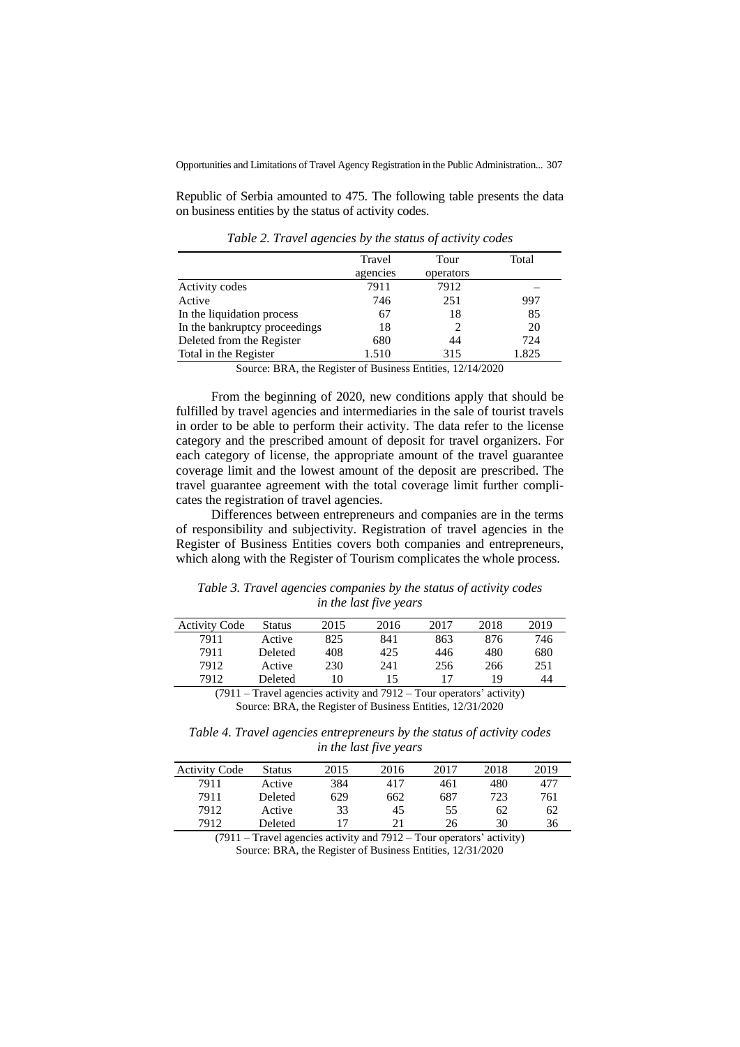Republic of Serbia amounted to 475. The following table presents the data on business entities by the status of activity codes.

*Table 2. Travel agencies by the status of activity codes*

| | Travel agencies | Tour operators | Total |
|---|---|---|---|
| Activity codes | 7911 | 7912 | – |
| Active | 746 | 251 | 997 |
| In the liquidation process | 67 | 18 | 85 |
| In the bankruptcy proceedings | 18 | 2 | 20 |
| Deleted from the Register | 680 | 44 | 724 |
| Total in the Register | 1.510 | 315 | 1.825 |

Source: BRA, the Register of Business Entities, 12/14/2020

From the beginning of 2020, new conditions apply that should be fulfilled by travel agencies and intermediaries in the sale of tourist travels in order to be able to perform their activity. The data refer to the license category and the prescribed amount of deposit for travel organizers. For each category of license, the appropriate amount of the travel guarantee coverage limit and the lowest amount of the deposit are prescribed. The travel guarantee agreement with the total coverage limit further complicates the registration of travel agencies.

Differences between entrepreneurs and companies are in the terms of responsibility and subjectivity. Registration of travel agencies in the Register of Business Entities covers both companies and entrepreneurs, which along with the Register of Tourism complicates the whole process.

*Table 3. Travel agencies companies by the status of activity codes in the last five years*

| Activity Code | Status | 2015 | 2016 | 2017 | 2018 | 2019 |
|---|---|---|---|---|---|---|
| 7911 | Active | 825 | 841 | 863 | 876 | 746 |
| 7911 | Deleted | 408 | 425 | 446 | 480 | 680 |
| 7912 | Active | 230 | 241 | 256 | 266 | 251 |
| 7912 | Deleted | 10 | 15 | 17 | 19 | 44 |

(7911 – Travel agencies activity and 7912 – Tour operators' activity)
Source: BRA, the Register of Business Entities, 12/31/2020

*Table 4. Travel agencies entrepreneurs by the status of activity codes in the last five years*

| Activity Code | Status | 2015 | 2016 | 2017 | 2018 | 2019 |
|---|---|---|---|---|---|---|
| 7911 | Active | 384 | 417 | 461 | 480 | 477 |
| 7911 | Deleted | 629 | 662 | 687 | 723 | 761 |
| 7912 | Active | 33 | 45 | 55 | 62 | 62 |
| 7912 | Deleted | 17 | 21 | 26 | 30 | 36 |

(7911 – Travel agencies activity and 7912 – Tour operators' activity)
Source: BRA, the Register of Business Entities, 12/31/2020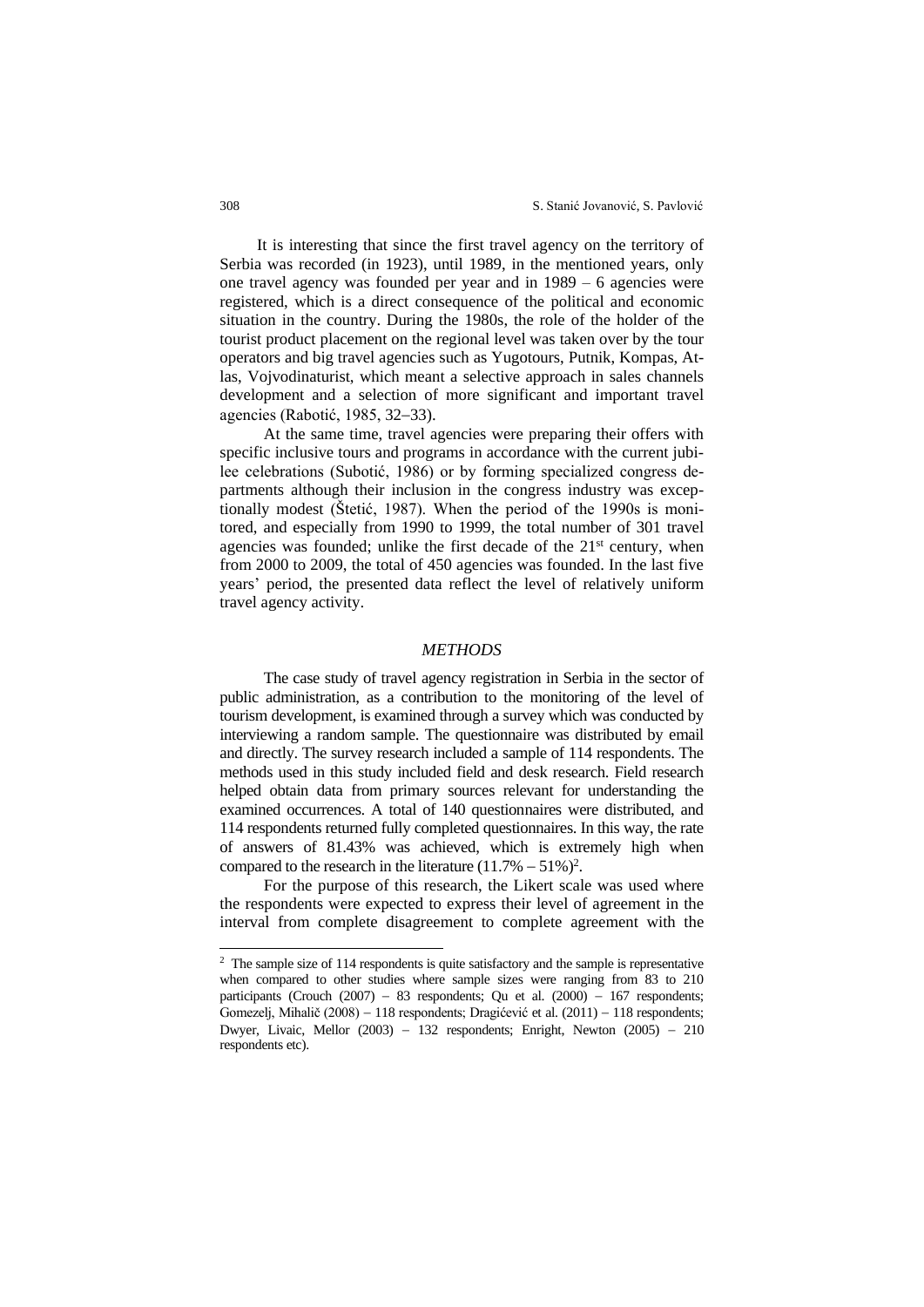It is interesting that since the first travel agency on the territory of Serbia was recorded (in 1923), until 1989, in the mentioned years, only one travel agency was founded per year and in 1989 – 6 agencies were registered, which is a direct consequence of the political and economic situation in the country. During the 1980s, the role of the holder of the tourist product placement on the regional level was taken over by the tour operators and big travel agencies such as Yugotours, Putnik, Kompas, Atlas, Vojvodinaturist, which meant a selective approach in sales channels development and a selection of more significant and important travel agencies (Rabotić, 1985, 32–33).

At the same time, travel agencies were preparing their offers with specific inclusive tours and programs in accordance with the current jubilee celebrations (Subotić, 1986) or by forming specialized congress departments although their inclusion in the congress industry was exceptionally modest (Štetić, 1987). When the period of the 1990s is monitored, and especially from 1990 to 1999, the total number of 301 travel agencies was founded; unlike the first decade of the 21st century, when from 2000 to 2009, the total of 450 agencies was founded. In the last five years' period, the presented data reflect the level of relatively uniform travel agency activity.

## *METHODS*

The case study of travel agency registration in Serbia in the sector of public administration, as a contribution to the monitoring of the level of tourism development, is examined through a survey which was conducted by interviewing a random sample. The questionnaire was distributed by email and directly. The survey research included a sample of 114 respondents. The methods used in this study included field and desk research. Field research helped obtain data from primary sources relevant for understanding the examined occurrences. A total of 140 questionnaires were distributed, and 114 respondents returned fully completed questionnaires. In this way, the rate of answers of 81.43% was achieved, which is extremely high when compared to the research in the literature (11.7% – 51%)[2].

For the purpose of this research, the Likert scale was used where the respondents were expected to express their level of agreement in the interval from complete disagreement to complete agreement with the

---

[2] The sample size of 114 respondents is quite satisfactory and the sample is representative when compared to other studies where sample sizes were ranging from 83 to 210 participants (Crouch (2007) – 83 respondents; Qu et al. (2000) – 167 respondents; Gomezelj, Mihalič (2008) – 118 respondents; Dragićević et al. (2011) – 118 respondents; Dwyer, Livaic, Mellor (2003) – 132 respondents; Enright, Newton (2005) – 210 respondents etc).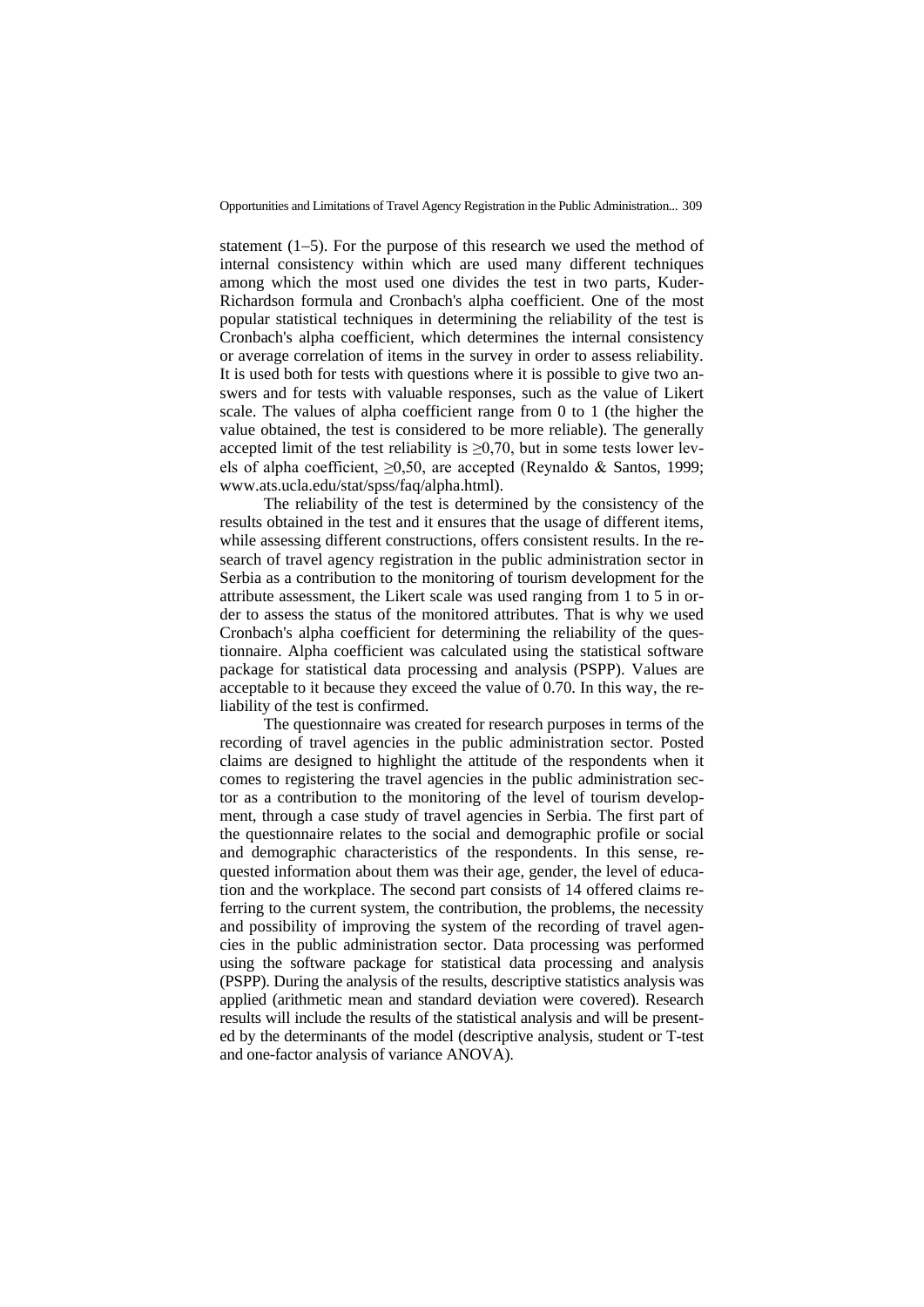statement (1–5). For the purpose of this research we used the method of internal consistency within which are used many different techniques among which the most used one divides the test in two parts, Kuder-Richardson formula and Cronbach's alpha coefficient. One of the most popular statistical techniques in determining the reliability of the test is Cronbach's alpha coefficient, which determines the internal consistency or average correlation of items in the survey in order to assess reliability. It is used both for tests with questions where it is possible to give two answers and for tests with valuable responses, such as the value of Likert scale. The values of alpha coefficient range from 0 to 1 (the higher the value obtained, the test is considered to be more reliable). The generally accepted limit of the test reliability is $\geq$0,70, but in some tests lower levels of alpha coefficient, $\geq$0,50, are accepted (Reynaldo & Santos, 1999; www.ats.ucla.edu/stat/spss/faq/alpha.html).

The reliability of the test is determined by the consistency of the results obtained in the test and it ensures that the usage of different items, while assessing different constructions, offers consistent results. In the research of travel agency registration in the public administration sector in Serbia as a contribution to the monitoring of tourism development for the attribute assessment, the Likert scale was used ranging from 1 to 5 in order to assess the status of the monitored attributes. That is why we used Cronbach's alpha coefficient for determining the reliability of the questionnaire. Alpha coefficient was calculated using the statistical software package for statistical data processing and analysis (PSPP). Values are acceptable to it because they exceed the value of 0.70. In this way, the reliability of the test is confirmed.

The questionnaire was created for research purposes in terms of the recording of travel agencies in the public administration sector. Posted claims are designed to highlight the attitude of the respondents when it comes to registering the travel agencies in the public administration sector as a contribution to the monitoring of the level of tourism development, through a case study of travel agencies in Serbia. The first part of the questionnaire relates to the social and demographic profile or social and demographic characteristics of the respondents. In this sense, requested information about them was their age, gender, the level of education and the workplace. The second part consists of 14 offered claims referring to the current system, the contribution, the problems, the necessity and possibility of improving the system of the recording of travel agencies in the public administration sector. Data processing was performed using the software package for statistical data processing and analysis (PSPP). During the analysis of the results, descriptive statistics analysis was applied (arithmetic mean and standard deviation were covered). Research results will include the results of the statistical analysis and will be presented by the determinants of the model (descriptive analysis, student or T-test and one-factor analysis of variance ANOVA).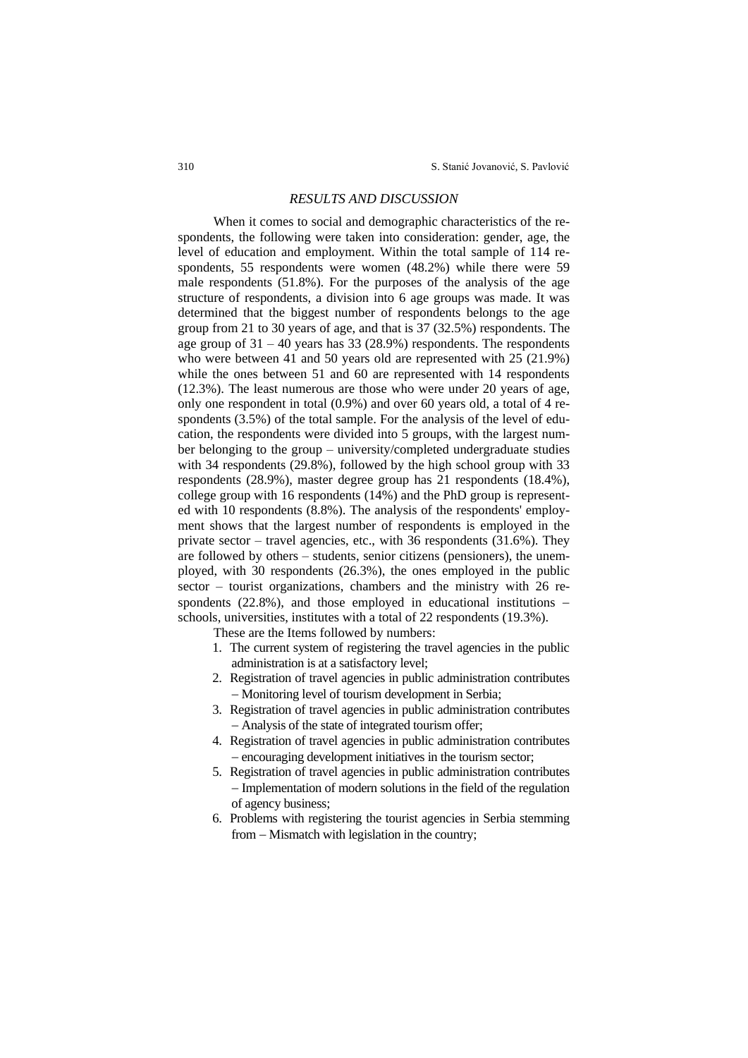## *RESULTS AND DISCUSSION*

When it comes to social and demographic characteristics of the respondents, the following were taken into consideration: gender, age, the level of education and employment. Within the total sample of 114 respondents, 55 respondents were women (48.2%) while there were 59 male respondents (51.8%). For the purposes of the analysis of the age structure of respondents, a division into 6 age groups was made. It was determined that the biggest number of respondents belongs to the age group from 21 to 30 years of age, and that is 37 (32.5%) respondents. The age group of 31 – 40 years has 33 (28.9%) respondents. The respondents who were between 41 and 50 years old are represented with 25 (21.9%) while the ones between 51 and 60 are represented with 14 respondents (12.3%). The least numerous are those who were under 20 years of age, only one respondent in total (0.9%) and over 60 years old, a total of 4 respondents (3.5%) of the total sample. For the analysis of the level of education, the respondents were divided into 5 groups, with the largest number belonging to the group – university/completed undergraduate studies with 34 respondents (29.8%), followed by the high school group with 33 respondents (28.9%), master degree group has 21 respondents (18.4%), college group with 16 respondents (14%) and the PhD group is represented with 10 respondents (8.8%). The analysis of the respondents' employment shows that the largest number of respondents is employed in the private sector – travel agencies, etc., with 36 respondents (31.6%). They are followed by others – students, senior citizens (pensioners), the unemployed, with 30 respondents (26.3%), the ones employed in the public sector – tourist organizations, chambers and the ministry with 26 respondents (22.8%), and those employed in educational institutions – schools, universities, institutes with a total of 22 respondents (19.3%).

These are the Items followed by numbers:

1. The current system of registering the travel agencies in the public administration is at a satisfactory level;
2. Registration of travel agencies in public administration contributes – Monitoring level of tourism development in Serbia;
3. Registration of travel agencies in public administration contributes – Analysis of the state of integrated tourism offer;
4. Registration of travel agencies in public administration contributes – encouraging development initiatives in the tourism sector;
5. Registration of travel agencies in public administration contributes – Implementation of modern solutions in the field of the regulation of agency business;
6. Problems with registering the tourist agencies in Serbia stemming from – Mismatch with legislation in the country;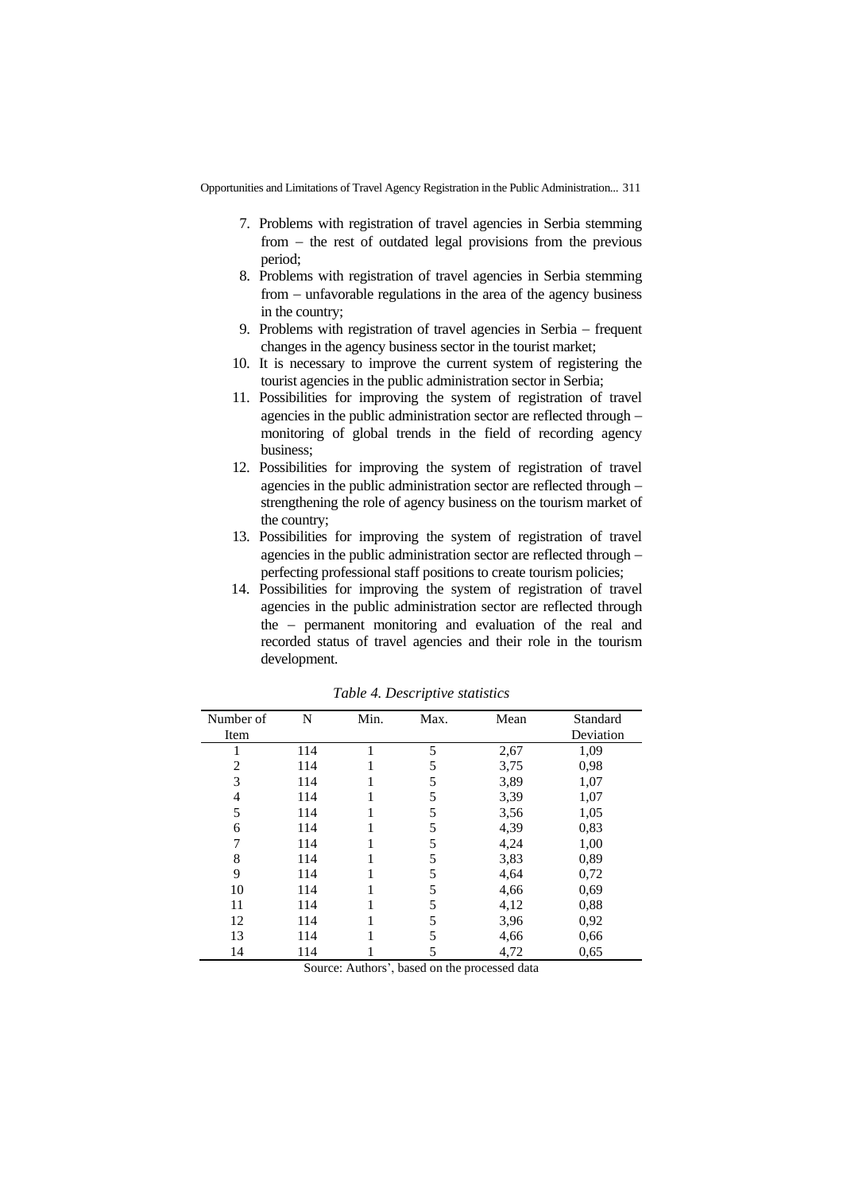7. Problems with registration of travel agencies in Serbia stemming from – the rest of outdated legal provisions from the previous period;
8. Problems with registration of travel agencies in Serbia stemming from – unfavorable regulations in the area of the agency business in the country;
9. Problems with registration of travel agencies in Serbia – frequent changes in the agency business sector in the tourist market;
10. It is necessary to improve the current system of registering the tourist agencies in the public administration sector in Serbia;
11. Possibilities for improving the system of registration of travel agencies in the public administration sector are reflected through – monitoring of global trends in the field of recording agency business;
12. Possibilities for improving the system of registration of travel agencies in the public administration sector are reflected through – strengthening the role of agency business on the tourism market of the country;
13. Possibilities for improving the system of registration of travel agencies in the public administration sector are reflected through – perfecting professional staff positions to create tourism policies;
14. Possibilities for improving the system of registration of travel agencies in the public administration sector are reflected through the – permanent monitoring and evaluation of the real and recorded status of travel agencies and their role in the tourism development.

*Table 4. Descriptive statistics*

| Number of Item | N | Min. | Max. | Mean | Standard Deviation |
|---|---|---|---|---|---|
| 1 | 114 | 1 | 5 | 2,67 | 1,09 |
| 2 | 114 | 1 | 5 | 3,75 | 0,98 |
| 3 | 114 | 1 | 5 | 3,89 | 1,07 |
| 4 | 114 | 1 | 5 | 3,39 | 1,07 |
| 5 | 114 | 1 | 5 | 3,56 | 1,05 |
| 6 | 114 | 1 | 5 | 4,39 | 0,83 |
| 7 | 114 | 1 | 5 | 4,24 | 1,00 |
| 8 | 114 | 1 | 5 | 3,83 | 0,89 |
| 9 | 114 | 1 | 5 | 4,64 | 0,72 |
| 10 | 114 | 1 | 5 | 4,66 | 0,69 |
| 11 | 114 | 1 | 5 | 4,12 | 0,88 |
| 12 | 114 | 1 | 5 | 3,96 | 0,92 |
| 13 | 114 | 1 | 5 | 4,66 | 0,66 |
| 14 | 114 | 1 | 5 | 4,72 | 0,65 |

Source: Authors', based on the processed data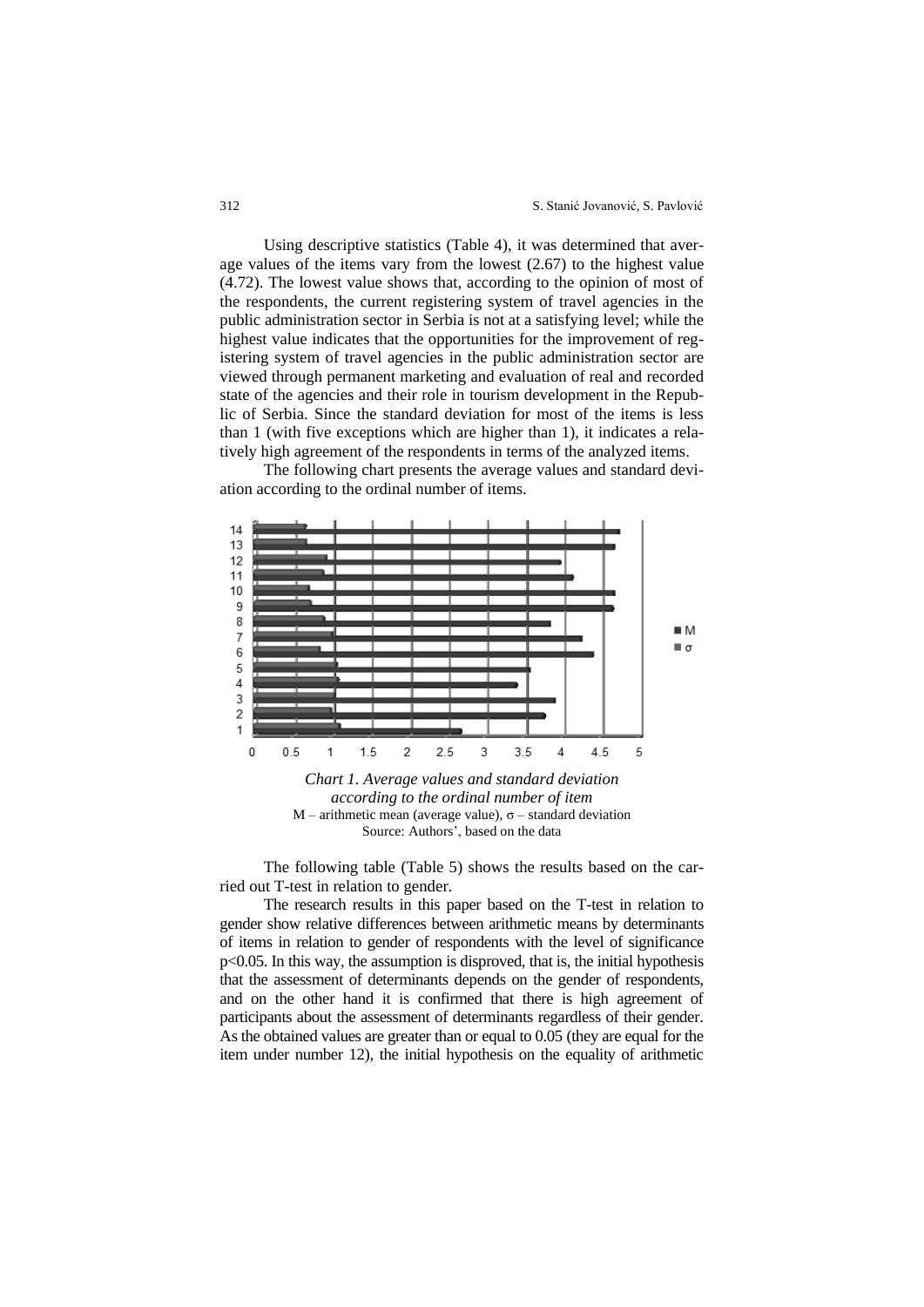Using descriptive statistics (Table 4), it was determined that average values of the items vary from the lowest (2.67) to the highest value (4.72). The lowest value shows that, according to the opinion of most of the respondents, the current registering system of travel agencies in the public administration sector in Serbia is not at a satisfying level; while the highest value indicates that the opportunities for the improvement of registering system of travel agencies in the public administration sector are viewed through permanent marketing and evaluation of real and recorded state of the agencies and their role in tourism development in the Republic of Serbia. Since the standard deviation for most of the items is less than 1 (with five exceptions which are higher than 1), it indicates a relatively high agreement of the respondents in terms of the analyzed items.

The following chart presents the average values and standard deviation according to the ordinal number of items.

*Chart 1. Average values and standard deviation according to the ordinal number of item*

M – arithmetic mean (average value), σ – standard deviation

Source: Authors', based on the data

The following table (Table 5) shows the results based on the carried out T-test in relation to gender.

The research results in this paper based on the T-test in relation to gender show relative differences between arithmetic means by determinants of items in relation to gender of respondents with the level of significance $p<0.05$. In this way, the assumption is disproved, that is, the initial hypothesis that the assessment of determinants depends on the gender of respondents, and on the other hand it is confirmed that there is high agreement of participants about the assessment of determinants regardless of their gender. As the obtained values are greater than or equal to 0.05 (they are equal for the item under number 12), the initial hypothesis on the equality of arithmetic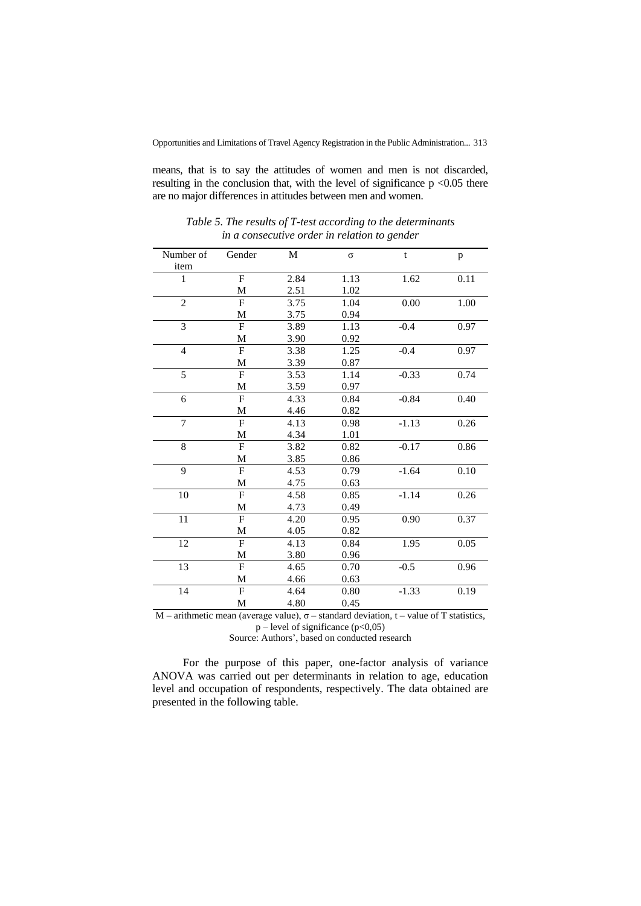means, that is to say the attitudes of women and men is not discarded, resulting in the conclusion that, with the level of significance $p < 0.05$ there are no major differences in attitudes between men and women.

*Table 5. The results of T-test according to the determinants in a consecutive order in relation to gender*

| Number of item | Gender | M | σ | t | p |
|---|---|---|---|---|---|
| 1 | F | 2.84 | 1.13 | 1.62 | 0.11 |
| | M | 2.51 | 1.02 | | |
| 2 | F | 3.75 | 1.04 | 0.00 | 1.00 |
| | M | 3.75 | 0.94 | | |
| 3 | F | 3.89 | 1.13 | -0.4 | 0.97 |
| | M | 3.90 | 0.92 | | |
| 4 | F | 3.38 | 1.25 | -0.4 | 0.97 |
| | M | 3.39 | 0.87 | | |
| 5 | F | 3.53 | 1.14 | -0.33 | 0.74 |
| | M | 3.59 | 0.97 | | |
| 6 | F | 4.33 | 0.84 | -0.84 | 0.40 |
| | M | 4.46 | 0.82 | | |
| 7 | F | 4.13 | 0.98 | -1.13 | 0.26 |
| | M | 4.34 | 1.01 | | |
| 8 | F | 3.82 | 0.82 | -0.17 | 0.86 |
| | M | 3.85 | 0.86 | | |
| 9 | F | 4.53 | 0.79 | -1.64 | 0.10 |
| | M | 4.75 | 0.63 | | |
| 10 | F | 4.58 | 0.85 | -1.14 | 0.26 |
| | M | 4.73 | 0.49 | | |
| 11 | F | 4.20 | 0.95 | 0.90 | 0.37 |
| | M | 4.05 | 0.82 | | |
| 12 | F | 4.13 | 0.84 | 1.95 | 0.05 |
| | M | 3.80 | 0.96 | | |
| 13 | F | 4.65 | 0.70 | -0.5 | 0.96 |
| | M | 4.66 | 0.63 | | |
| 14 | F | 4.64 | 0.80 | -1.33 | 0.19 |
| | M | 4.80 | 0.45 | | |

M – arithmetic mean (average value), σ – standard deviation, t – value of T statistics, p – level of significance ($p<0,05$)

Source: Authors', based on conducted research

For the purpose of this paper, one-factor analysis of variance ANOVA was carried out per determinants in relation to age, education level and occupation of respondents, respectively. The data obtained are presented in the following table.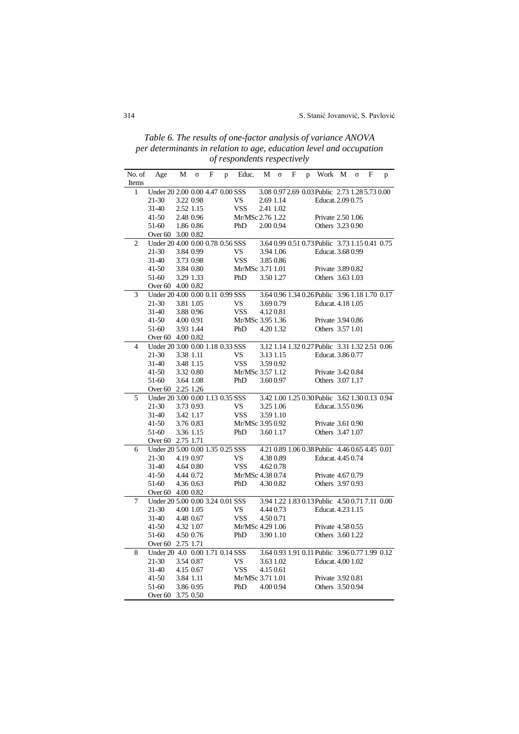*Table 6. The results of one-factor analysis of variance ANOVA per determinants in relation to age, education level and occupation of respondents respectively*

| No. of Items | Age | M | σ | F | p | Educ. | M | σ | F | p | Work | M | σ | F | p |
|---|---|---|---|---|---|---|---|---|---|---|---|---|---|---|---|
| 1 | Under 20 | 2.00 | 0.00 | 4.47 | 0.00 | SSS | 3.08 | 0.97 | 2.69 | 0.03 | Public | 2.73 | 1.28 | 5.73 | 0.00 |
| | 21-30 | 3.22 | 0.98 | | | VS | 2.69 | 1.14 | | | Educat. | 2.09 | 0.75 | | |
| | 31-40 | 2.52 | 1.15 | | | VSS | 2.41 | 1.02 | | | | | | | |
| | 41-50 | 2.48 | 0.96 | | | Mr/MSc | 2.76 | 1.22 | | | Private | 2.50 | 1.06 | | |
| | 51-60 | 1.86 | 0.86 | | | PhD | 2.00 | 0.94 | | | Others | 3.23 | 0.90 | | |
| | Over 60 | 3.00 | 0.82 | | | | | | | | | | | | |
| 2 | Under 20 | 4.00 | 0.00 | 0.78 | 0.56 | SSS | 3.64 | 0.99 | 0.51 | 0.73 | Public | 3.73 | 1.15 | 0.41 | 0.75 |
| | 21-30 | 3.84 | 0.99 | | | VS | 3.94 | 1.06 | | | Educat. | 3.68 | 0.99 | | |
| | 31-40 | 3.73 | 0.98 | | | VSS | 3.85 | 0.86 | | | | | | | |
| | 41-50 | 3.84 | 0.80 | | | Mr/MSc | 3.71 | 1.01 | | | Private | 3.89 | 0.82 | | |
| | 51-60 | 3.29 | 1.33 | | | PhD | 3.50 | 1.27 | | | Others | 3.63 | 1.03 | | |
| | Over 60 | 4.00 | 0.82 | | | | | | | | | | | | |
| 3 | Under 20 | 4.00 | 0.00 | 0.11 | 0.99 | SSS | 3.64 | 0.96 | 1.34 | 0.26 | Public | 3.96 | 1.18 | 1.70 | 0.17 |
| | 21-30 | 3.81 | 1.05 | | | VS | 3.69 | 0.79 | | | Educat. | 4.18 | 1.05 | | |
| | 31-40 | 3.88 | 0.96 | | | VSS | 4.12 | 0.81 | | | | | | | |
| | 41-50 | 4.00 | 0.91 | | | Mr/MSc | 3.95 | 1.36 | | | Private | 3.94 | 0.86 | | |
| | 51-60 | 3.93 | 1.44 | | | PhD | 4.20 | 1.32 | | | Others | 3.57 | 1.01 | | |
| | Over 60 | 4.00 | 0.82 | | | | | | | | | | | | |
| 4 | Under 20 | 3.00 | 0.00 | 1.18 | 0.33 | SSS | 3.12 | 1.14 | 1.32 | 0.27 | Public | 3.31 | 1.32 | 2.51 | 0.06 |
| | 21-30 | 3.38 | 1.11 | | | VS | 3.13 | 1.15 | | | Educat. | 3.86 | 0.77 | | |
| | 31-40 | 3.48 | 1.15 | | | VSS | 3.59 | 0.92 | | | | | | | |
| | 41-50 | 3.32 | 0.80 | | | Mr/MSc | 3.57 | 1.12 | | | Private | 3.42 | 0.84 | | |
| | 51-60 | 3.64 | 1.08 | | | PhD | 3.60 | 0.97 | | | Others | 3.07 | 1.17 | | |
| | Over 60 | 2.25 | 1.26 | | | | | | | | | | | | |
| 5 | Under 20 | 3.00 | 0.00 | 1.13 | 0.35 | SSS | 3.42 | 1.00 | 1.25 | 0.30 | Public | 3.62 | 1.30 | 0.13 | 0.94 |
| | 21-30 | 3.73 | 0.93 | | | VS | 3.25 | 1.06 | | | Educat. | 3.55 | 0.96 | | |
| | 31-40 | 3.42 | 1.17 | | | VSS | 3.59 | 1.10 | | | | | | | |
| | 41-50 | 3.76 | 0.83 | | | Mr/MSc | 3.95 | 0.92 | | | Private | 3.61 | 0.90 | | |
| | 51-60 | 3.36 | 1.15 | | | PhD | 3.60 | 1.17 | | | Others | 3.47 | 1.07 | | |
| | Over 60 | 2.75 | 1.71 | | | | | | | | | | | | |
| 6 | Under 20 | 5.00 | 0.00 | 1.35 | 0.25 | SSS | 4.21 | 0.89 | 1.06 | 0.38 | Public | 4.46 | 0.65 | 4.45 | 0.01 |
| | 21-30 | 4.19 | 0.97 | | | VS | 4.38 | 0.89 | | | Educat. | 4.45 | 0.74 | | |
| | 31-40 | 4.64 | 0.80 | | | VSS | 4.62 | 0.78 | | | | | | | |
| | 41-50 | 4.44 | 0.72 | | | Mr/MSc | 4.38 | 0.74 | | | Private | 4.67 | 0.79 | | |
| | 51-60 | 4.36 | 0.63 | | | PhD | 4.30 | 0.82 | | | Others | 3.97 | 0.93 | | |
| | Over 60 | 4.00 | 0.82 | | | | | | | | | | | | |
| 7 | Under 20 | 5.00 | 0.00 | 3.24 | 0.01 | SSS | 3.94 | 1.22 | 1.83 | 0.13 | Public | 4.50 | 0.71 | 7.11 | 0.00 |
| | 21-30 | 4.00 | 1.05 | | | VS | 4.44 | 0.73 | | | Educat. | 4.23 | 1.15 | | |
| | 31-40 | 4.48 | 0.67 | | | VSS | 4.50 | 0.71 | | | | | | | |
| | 41-50 | 4.32 | 1.07 | | | Mr/MSc | 4.29 | 1.06 | | | Private | 4.58 | 0.55 | | |
| | 51-60 | 4.50 | 0.76 | | | PhD | 3.90 | 1.10 | | | Others | 3.60 | 1.22 | | |
| | Over 60 | 2.75 | 1.71 | | | | | | | | | | | | |
| 8 | Under 20 | 4.0 | 0.00 | 1.71 | 0.14 | SSS | 3.64 | 0.93 | 1.91 | 0.11 | Public | 3.96 | 0.77 | 1.99 | 0.12 |
| | 21-30 | 3.54 | 0.87 | | | VS | 3.63 | 1.02 | | | Educat. | 4.00 | 1.02 | | |
| | 31-40 | 4.15 | 0.67 | | | VSS | 4.15 | 0.61 | | | | | | | |
| | 41-50 | 3.84 | 1.11 | | | Mr/MSc | 3.71 | 1.01 | | | Private | 3.92 | 0.81 | | |
| | 51-60 | 3.86 | 0.95 | | | PhD | 4.00 | 0.94 | | | Others | 3.50 | 0.94 | | |
| | Over 60 | 3.75 | 0.50 | | | | | | | | | | | | |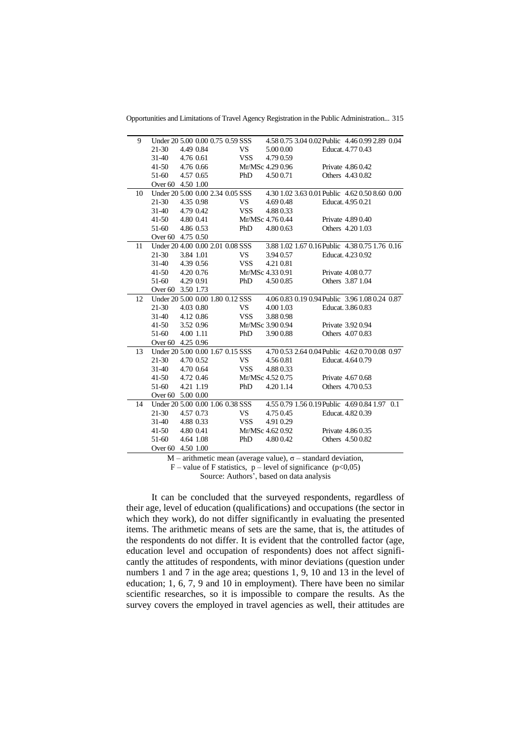| | | | | | | | | | | | | | | | |
|---|---|---|---|---|---|---|---|---|---|---|---|---|---|---|---|
| 9 | Under 20 | 5.00 | 0.00 | 0.75 | 0.59 | SSS | 4.58 | 0.75 | 3.04 | 0.02 | Public | 4.46 | 0.99 | 2.89 | 0.04 |
| | 21-30 | 4.49 | 0.84 | | | VS | 5.00 | 0.00 | | | Educat. | 4.77 | 0.43 | | |
| | 31-40 | 4.76 | 0.61 | | | VSS | 4.79 | 0.59 | | | | | | | |
| | 41-50 | 4.76 | 0.66 | | | Mr/MSc | 4.29 | 0.96 | | | Private | 4.86 | 0.42 | | |
| | 51-60 | 4.57 | 0.65 | | | PhD | 4.50 | 0.71 | | | Others | 4.43 | 0.82 | | |
| | Over 60 | 4.50 | 1.00 | | | | | | | | | | | | |
| 10 | Under 20 | 5.00 | 0.00 | 2.34 | 0.05 | SSS | 4.30 | 1.02 | 3.63 | 0.01 | Public | 4.62 | 0.50 | 8.60 | 0.00 |
| | 21-30 | 4.35 | 0.98 | | | VS | 4.69 | 0.48 | | | Educat. | 4.95 | 0.21 | | |
| | 31-40 | 4.79 | 0.42 | | | VSS | 4.88 | 0.33 | | | | | | | |
| | 41-50 | 4.80 | 0.41 | | | Mr/MSc | 4.76 | 0.44 | | | Private | 4.89 | 0.40 | | |
| | 51-60 | 4.86 | 0.53 | | | PhD | 4.80 | 0.63 | | | Others | 4.20 | 1.03 | | |
| | Over 60 | 4.75 | 0.50 | | | | | | | | | | | | |
| 11 | Under 20 | 4.00 | 0.00 | 2.01 | 0.08 | SSS | 3.88 | 1.02 | 1.67 | 0.16 | Public | 4.38 | 0.75 | 1.76 | 0.16 |
| | 21-30 | 3.84 | 1.01 | | | VS | 3.94 | 0.57 | | | Educat. | 4.23 | 0.92 | | |
| | 31-40 | 4.39 | 0.56 | | | VSS | 4.21 | 0.81 | | | | | | | |
| | 41-50 | 4.20 | 0.76 | | | Mr/MSc | 4.33 | 0.91 | | | Private | 4.08 | 0.77 | | |
| | 51-60 | 4.29 | 0.91 | | | PhD | 4.50 | 0.85 | | | Others | 3.87 | 1.04 | | |
| | Over 60 | 3.50 | 1.73 | | | | | | | | | | | | |
| 12 | Under 20 | 5.00 | 0.00 | 1.80 | 0.12 | SSS | 4.06 | 0.83 | 0.19 | 0.94 | Public | 3.96 | 1.08 | 0.24 | 0.87 |
| | 21-30 | 4.03 | 0.80 | | | VS | 4.00 | 1.03 | | | Educat. | 3.86 | 0.83 | | |
| | 31-40 | 4.12 | 0.86 | | | VSS | 3.88 | 0.98 | | | | | | | |
| | 41-50 | 3.52 | 0.96 | | | Mr/MSc | 3.90 | 0.94 | | | Private | 3.92 | 0.94 | | |
| | 51-60 | 4.00 | 1.11 | | | PhD | 3.90 | 0.88 | | | Others | 4.07 | 0.83 | | |
| | Over 60 | 4.25 | 0.96 | | | | | | | | | | | | |
| 13 | Under 20 | 5.00 | 0.00 | 1.67 | 0.15 | SSS | 4.70 | 0.53 | 2.64 | 0.04 | Public | 4.62 | 0.70 | 0.08 | 0.97 |
| | 21-30 | 4.70 | 0.52 | | | VS | 4.56 | 0.81 | | | Educat. | 4.64 | 0.79 | | |
| | 31-40 | 4.70 | 0.64 | | | VSS | 4.88 | 0.33 | | | | | | | |
| | 41-50 | 4.72 | 0.46 | | | Mr/MSc | 4.52 | 0.75 | | | Private | 4.67 | 0.68 | | |
| | 51-60 | 4.21 | 1.19 | | | PhD | 4.20 | 1.14 | | | Others | 4.70 | 0.53 | | |
| | Over 60 | 5.00 | 0.00 | | | | | | | | | | | | |
| 14 | Under 20 | 5.00 | 0.00 | 1.06 | 0.38 | SSS | 4.55 | 0.79 | 1.56 | 0.19 | Public | 4.69 | 0.84 | 1.97 | 0.1 |
| | 21-30 | 4.57 | 0.73 | | | VS | 4.75 | 0.45 | | | Educat. | 4.82 | 0.39 | | |
| | 31-40 | 4.88 | 0.33 | | | VSS | 4.91 | 0.29 | | | | | | | |
| | 41-50 | 4.80 | 0.41 | | | Mr/MSc | 4.62 | 0.92 | | | Private | 4.86 | 0.35 | | |
| | 51-60 | 4.64 | 1.08 | | | PhD | 4.80 | 0.42 | | | Others | 4.50 | 0.82 | | |
| | Over 60 | 4.50 | 1.00 | | | | | | | | | | | | |

M – arithmetic mean (average value), σ – standard deviation,
F – value of F statistics, p – level of significance ($p<0{,}05$)
Source: Authors', based on data analysis

It can be concluded that the surveyed respondents, regardless of their age, level of education (qualifications) and occupations (the sector in which they work), do not differ significantly in evaluating the presented items. The arithmetic means of sets are the same, that is, the attitudes of the respondents do not differ. It is evident that the controlled factor (age, education level and occupation of respondents) does not affect significantly the attitudes of respondents, with minor deviations (question under numbers 1 and 7 in the age area; questions 1, 9, 10 and 13 in the level of education; 1, 6, 7, 9 and 10 in employment). There have been no similar scientific researches, so it is impossible to compare the results. As the survey covers the employed in travel agencies as well, their attitudes are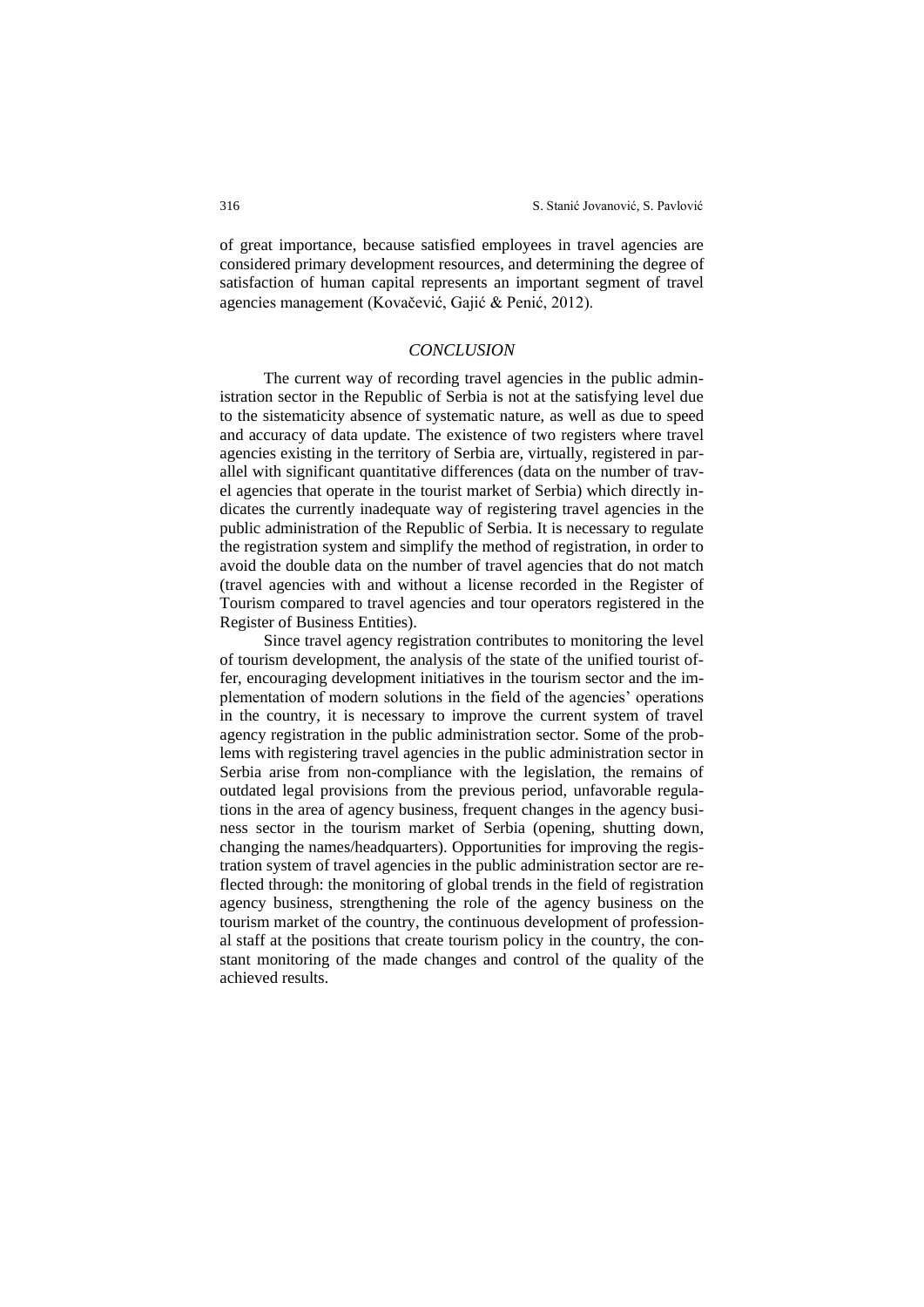of great importance, because satisfied employees in travel agencies are considered primary development resources, and determining the degree of satisfaction of human capital represents an important segment of travel agencies management (Kovačević, Gajić & Penić, 2012).

## *CONCLUSION*

The current way of recording travel agencies in the public administration sector in the Republic of Serbia is not at the satisfying level due to the sistematicity absence of systematic nature, as well as due to speed and accuracy of data update. The existence of two registers where travel agencies existing in the territory of Serbia are, virtually, registered in parallel with significant quantitative differences (data on the number of travel agencies that operate in the tourist market of Serbia) which directly indicates the currently inadequate way of registering travel agencies in the public administration of the Republic of Serbia. It is necessary to regulate the registration system and simplify the method of registration, in order to avoid the double data on the number of travel agencies that do not match (travel agencies with and without a license recorded in the Register of Tourism compared to travel agencies and tour operators registered in the Register of Business Entities).

Since travel agency registration contributes to monitoring the level of tourism development, the analysis of the state of the unified tourist offer, encouraging development initiatives in the tourism sector and the implementation of modern solutions in the field of the agencies' operations in the country, it is necessary to improve the current system of travel agency registration in the public administration sector. Some of the problems with registering travel agencies in the public administration sector in Serbia arise from non-compliance with the legislation, the remains of outdated legal provisions from the previous period, unfavorable regulations in the area of agency business, frequent changes in the agency business sector in the tourism market of Serbia (opening, shutting down, changing the names/headquarters). Opportunities for improving the registration system of travel agencies in the public administration sector are reflected through: the monitoring of global trends in the field of registration agency business, strengthening the role of the agency business on the tourism market of the country, the continuous development of professional staff at the positions that create tourism policy in the country, the constant monitoring of the made changes and control of the quality of the achieved results.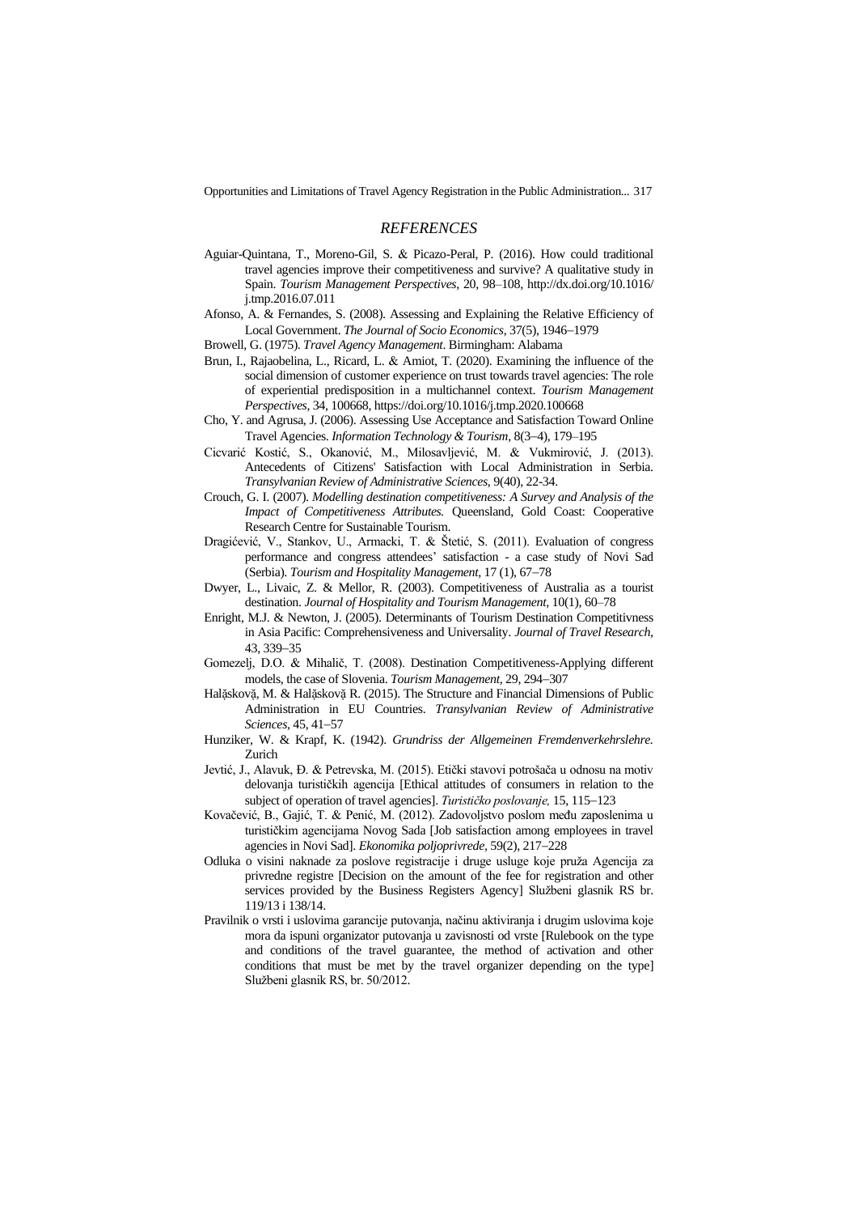## *REFERENCES*

Aguiar-Quintana, T., Moreno-Gil, S. & Picazo-Peral, P. (2016). How could traditional travel agencies improve their competitiveness and survive? A qualitative study in Spain. *Tourism Management Perspectives*, 20, 98–108, http://dx.doi.org/10.1016/j.tmp.2016.07.011

Afonso, A. & Fernandes, S. (2008). Assessing and Explaining the Relative Efficiency of Local Government. *The Journal of Socio Economics*, 37(5), 1946–1979

Browell, G. (1975). *Travel Agency Management*. Birmingham: Alabama

Brun, I., Rajaobelina, L., Ricard, L. & Amiot, T. (2020). Examining the influence of the social dimension of customer experience on trust towards travel agencies: The role of experiential predisposition in a multichannel context. *Tourism Management Perspectives*, 34, 100668, https://doi.org/10.1016/j.tmp.2020.100668

Cho, Y. and Agrusa, J. (2006). Assessing Use Acceptance and Satisfaction Toward Online Travel Agencies. *Information Technology & Tourism*, 8(3–4), 179–195

Cicvarić Kostić, S., Okanović, M., Milosavljević, M. & Vukmirović, J. (2013). Antecedents of Citizens' Satisfaction with Local Administration in Serbia. *Transylvanian Review of Administrative Sciences*, 9(40), 22-34.

Crouch, G. I. (2007). *Modelling destination competitiveness: A Survey and Analysis of the Impact of Competitiveness Attributes.* Queensland, Gold Coast: Cooperative Research Centre for Sustainable Tourism.

Dragićević, V., Stankov, U., Armacki, T. & Štetić, S. (2011). Evaluation of congress performance and congress attendees' satisfaction - a case study of Novi Sad (Serbia). *Tourism and Hospitality Management*, 17 (1), 67–78

Dwyer, L., Livaic, Z. & Mellor, R. (2003). Competitiveness of Australia as a tourist destination. *Journal of Hospitality and Tourism Management*, 10(1), 60–78

Enright, M.J. & Newton, J. (2005). Determinants of Tourism Destination Competitivness in Asia Pacific: Comprehensiveness and Universality. *Journal of Travel Research*, 43, 339–35

Gomezelj, D.O. & Mihalič, T. (2008). Destination Competitiveness-Applying different models, the case of Slovenia. *Tourism Management*, 29, 294–307

Halǎskovǎ, M. & Halǎskovǎ R. (2015). The Structure and Financial Dimensions of Public Administration in EU Countries. *Transylvanian Review of Administrative Sciences*, 45, 41–57

Hunziker, W. & Krapf, K. (1942). *Grundriss der Allgemeinen Fremdenverkehrslehre.* Zurich

Jevtić, J., Alavuk, Đ. & Petrevska, M. (2015). Etički stavovi potrošača u odnosu na motiv delovanja turističkih agencija [Ethical attitudes of consumers in relation to the subject of operation of travel agencies]. *Turističko poslovanje,* 15, 115–123

Kovačević, B., Gajić, T. & Penić, M. (2012). Zadovoljstvo poslom među zaposlenima u turističkim agencijama Novog Sada [Job satisfaction among employees in travel agencies in Novi Sad]. *Ekonomika poljoprivrede*, 59(2), 217–228

Odluka o visini naknade za poslove registracije i druge usluge koje pruža Agencija za privredne registre [Decision on the amount of the fee for registration and other services provided by the Business Registers Agency] Službeni glasnik RS br. 119/13 i 138/14.

Pravilnik o vrsti i uslovima garancije putovanja, načinu aktiviranja i drugim uslovima koje mora da ispuni organizator putovanja u zavisnosti od vrste [Rulebook on the type and conditions of the travel guarantee, the method of activation and other conditions that must be met by the travel organizer depending on the type] Službeni glasnik RS, br. 50/2012.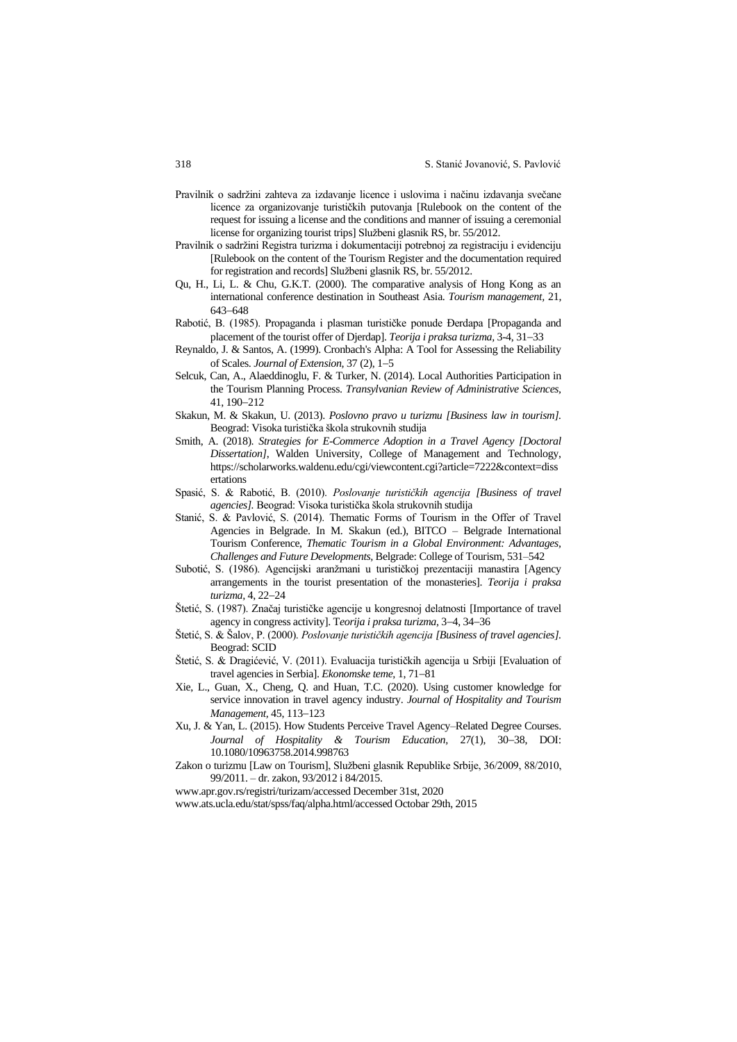Pravilnik o sadržini zahteva za izdavanje licence i uslovima i načinu izdavanja svečane licence za organizovanje turističkih putovanja [Rulebook on the content of the request for issuing a license and the conditions and manner of issuing a ceremonial license for organizing tourist trips] Službeni glasnik RS, br. 55/2012.

Pravilnik o sadržini Registra turizma i dokumentaciji potrebnoj za registraciju i evidenciju [Rulebook on the content of the Tourism Register and the documentation required for registration and records] Službeni glasnik RS, br. 55/2012.

Qu, H., Li, L. & Chu, G.K.T. (2000). The comparative analysis of Hong Kong as an international conference destination in Southeast Asia. *Tourism management*, 21, 643–648

Rabotić, B. (1985). Propaganda i plasman turističke ponude Đerdapa [Propaganda and placement of the tourist offer of Djerdap]. *Teorija i praksa turizma*, 3-4, 31–33

Reynaldo, J. & Santos, A. (1999). Cronbach's Alpha: A Tool for Assessing the Reliability of Scales. *Journal of Extension*, 37 (2), 1–5

Selcuk, Can, A., Alaeddinoglu, F. & Turker, N. (2014). Local Authorities Participation in the Tourism Planning Process. *Transylvanian Review of Administrative Sciences*, 41, 190–212

Skakun, M. & Skakun, U. (2013). *Poslovno pravo u turizmu [Business law in tourism]*. Beograd: Visoka turistička škola strukovnih studija

Smith, A. (2018). *Strategies for E-Commerce Adoption in a Travel Agency [Doctoral Dissertation]*, Walden University, College of Management and Technology, https://scholarworks.waldenu.edu/cgi/viewcontent.cgi?article=7222&context=dissertations

Spasić, S. & Rabotić, B. (2010). *Poslovanje turističkih agencija [Business of travel agencies]*. Beograd: Visoka turistička škola strukovnih studija

Stanić, S. & Pavlović, S. (2014). Thematic Forms of Tourism in the Offer of Travel Agencies in Belgrade. In M. Skakun (ed.), BITCO – Belgrade International Tourism Conference, *Thematic Tourism in a Global Environment: Advantages, Challenges and Future Developments*, Belgrade: College of Tourism, 531–542

Subotić, S. (1986). Agencijski aranžmani u turističkoj prezentaciji manastira [Agency arrangements in the tourist presentation of the monasteries]. *Teorija i praksa turizma*, 4, 22–24

Štetić, S. (1987). Značaj turističke agencije u kongresnoj delatnosti [Importance of travel agency in congress activity]. T*eorija i praksa turizma*, 3–4, 34–36

Štetić, S. & Šalov, P. (2000). *Poslovanje turističkih agencija [Business of travel agencies]*. Beograd: SCID

Štetić, S. & Dragićević, V. (2011). Evaluacija turističkih agencija u Srbiji [Evaluation of travel agencies in Serbia]. *Ekonomske teme*, 1, 71–81

Xie, L., Guan, X., Cheng, Q. and Huan, T.C. (2020). Using customer knowledge for service innovation in travel agency industry. *Journal of Hospitality and Tourism Management*, 45, 113–123

Xu, J. & Yan, L. (2015). How Students Perceive Travel Agency–Related Degree Courses. *Journal of Hospitality & Tourism Education*, 27(1), 30–38, DOI: 10.1080/10963758.2014.998763

Zakon o turizmu [Law on Tourism], Službeni glasnik Republike Srbije, 36/2009, 88/2010, 99/2011. – dr. zakon, 93/2012 i 84/2015.

www.apr.gov.rs/registri/turizam/accessed December 31st, 2020

www.ats.ucla.edu/stat/spss/faq/alpha.html/accessed Octobar 29th, 2015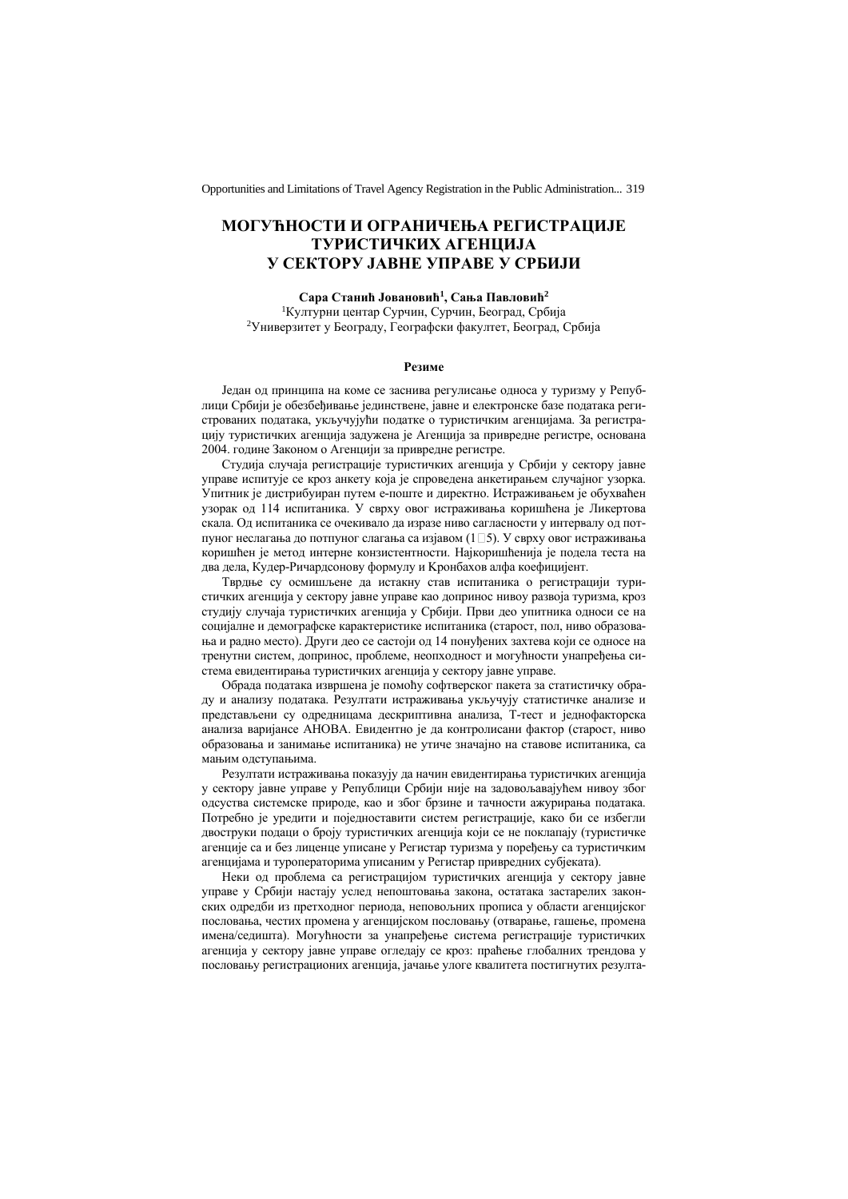# МОГУЋНОСТИ И ОГРАНИЧЕЊА РЕГИСТРАЦИЈЕ ТУРИСТИЧКИХ АГЕНЦИЈА У СЕКТОРУ ЈАВНЕ УПРАВЕ У СРБИЈИ

**Сара Станић Јовановић[1], Сања Павловић[2]**

[1]Културни центар Сурчин, Сурчин, Београд, Србија
[2]Универзитет у Београду, Географски факултет, Београд, Србија

**Резиме**

Један од принципа на коме се заснива регулисање односа у туризму у Републици Србији је обезбеђивање јединствене, јавне и електронске базе података регистрованих података, укључујући податке о туристичким агенцијама. За регистрацију туристичких агенција задужена је Агенција за привредне регистре, основана 2004. године Законом о Агенцији за привредне регистре.

Студија случаја регистрације туристичких агенција у Србији у сектору јавне управе испитује се кроз анкету која је спроведена анкетирањем случајног узорка. Упитник је дистрибуиран путем е-поште и директно. Истраживањем је обухваћен узорак од 114 испитаника. У сврху овог истраживања коришћена је Ликертова скала. Од испитаника се очекивало да изразе ниво сагласности у интервалу од потпуног неслагања до потпуног слагања са изјавом (1–5). У сврху овог истраживања коришћен је метод интерне конзистентности. Најкоришћенија је подела теста на два дела, Кудер-Ричардсонову формулу и Кронбахов алфа коефицијент.

Тврдње су осмишљене да истакну став испитаника о регистрацији туристичких агенција у сектору јавне управе као допринос нивоу развоја туризма, кроз студију случаја туристичких агенција у Србији. Први део упитника односи се на социјалне и демографске карактеристике испитаника (старост, пол, ниво образовања и радно место). Други део се састоји од 14 понуђених захтева који се односе на тренутни систем, допринос, проблеме, неопходност и могућности унапређења система евидентирања туристичких агенција у сектору јавне управе.

Обрада података извршена је помоћу софтверског пакета за статистичку обраду и анализу података. Резултати истраживања укључују статистичке анализе и представљени су одредницама дескриптивна анализа, Т-тест и једнофакторска анализа варијансе АНОВА. Евидентно је да контролисани фактор (старост, ниво образовања и занимање испитаника) не утиче значајно на ставове испитаника, са мањим одступањима.

Резултати истраживања показују да начин евидентирања туристичких агенција у сектору јавне управе у Републици Србији није на задовољавајућем нивоу због одсуства системске природе, као и због брзине и тачности ажурирања података. Потребно је уредити и поједноставити систем регистрације, како би се избегли двоструки подаци о броју туристичких агенција који се не поклапају (туристичке агенције са и без лиценце уписане у Регистар туризма у поређењу са туристичким агенцијама и туроператорима уписаним у Регистар привредних субјеката).

Неки од проблема са регистрацијом туристичких агенција у сектору јавне управе у Србији настају услед непоштовања закона, остатака застарелих законских одредби из претходног периода, неповољних прописа у области агенцијског пословања, честих промена у агенцијском пословању (отварање, гашење, промена имена/седишта). Могућности за унапређење система регистрације туристичких агенција у сектору јавне управе огледају се кроз: праћење глобалних трендова у пословању регистрационих агенција, јачање улоге квалитета постигнутих резулта-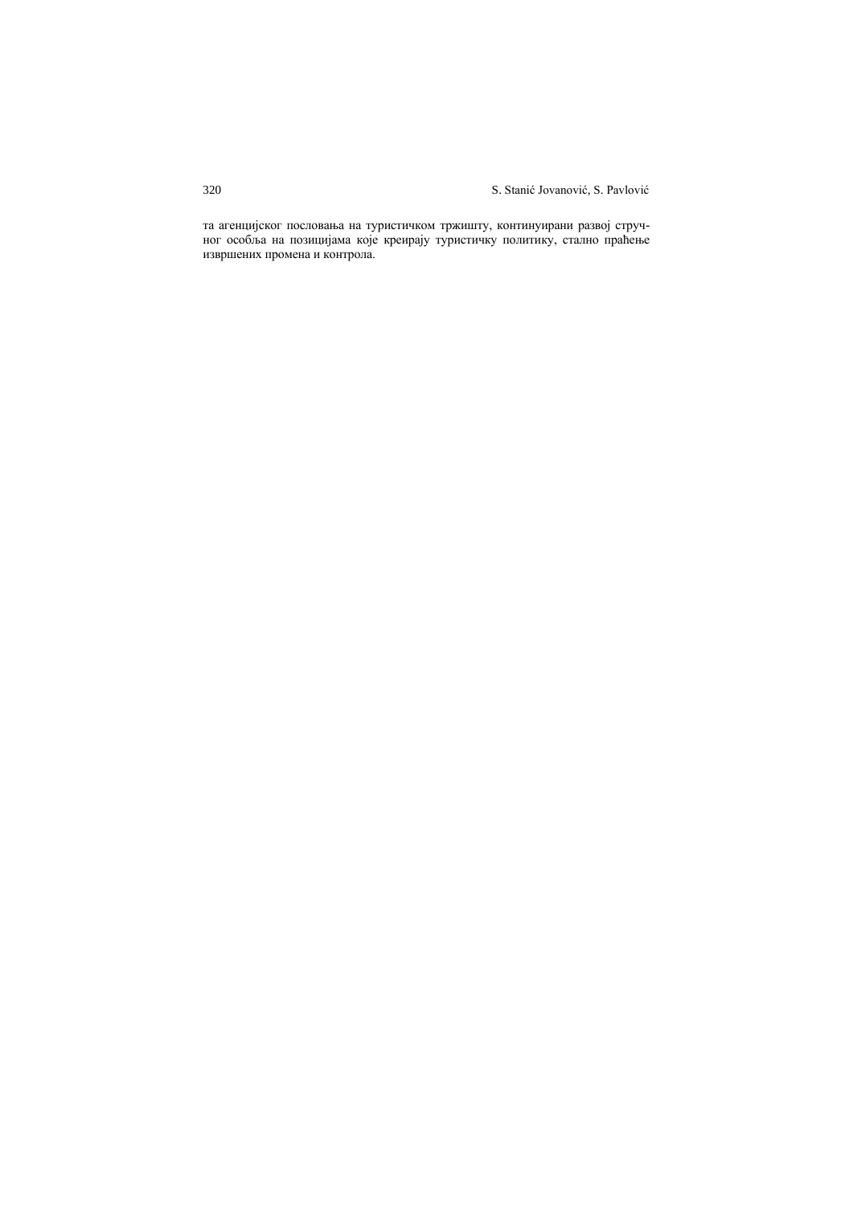та агенцијског пословања на туристичком тржишту, континуирани развој стручног особља на позицијама које креирају туристичку политику, стално праћење извршених промена и контрола.